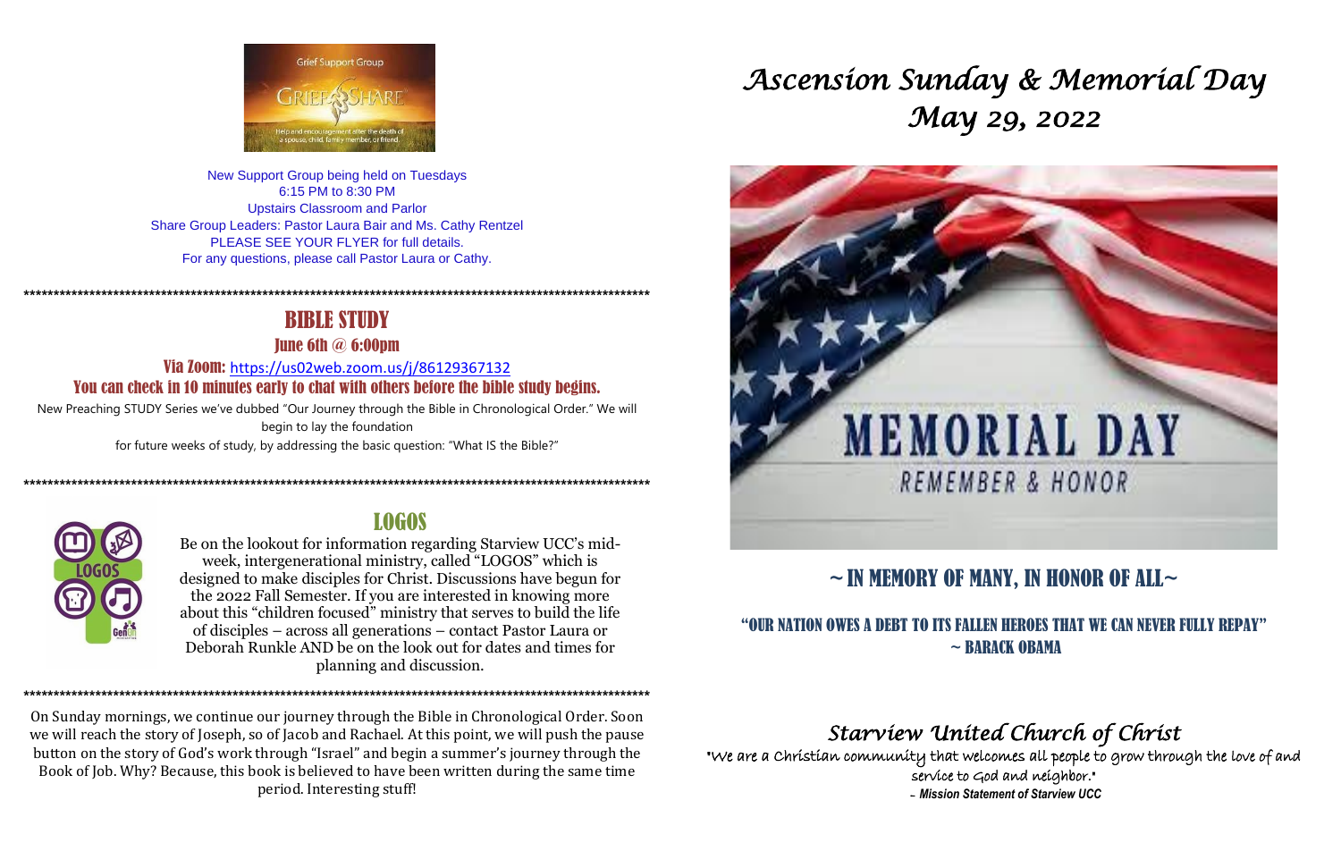New Support Group being held on Tuesdays
6:15 PM to 8:30 PM
Upstairs Classroom and Parlor
Share Group Leaders: Pastor Laura Bair and Ms. Cathy Rentzel
PLEASE SEE YOUR FLYER for full details.
For any questions, please call Pastor Laura or Cathy.

**********************************************************************************************************

## BIBLE STUDY

### June 6th @ 6:00pm

**Via Zoom:** https://us02web.zoom.us/j/86129367132

**You can check in 10 minutes early to chat with others before the bible study begins.**

New Preaching STUDY Series we've dubbed "Our Journey through the Bible in Chronological Order." We will begin to lay the foundation for future weeks of study, by addressing the basic question: "What IS the Bible?"

**********************************************************************************************************

## LOGOS

Be on the lookout for information regarding Starview UCC's mid-week, intergenerational ministry, called "LOGOS" which is designed to make disciples for Christ. Discussions have begun for the 2022 Fall Semester. If you are interested in knowing more about this "children focused" ministry that serves to build the life of disciples – across all generations – contact Pastor Laura or Deborah Runkle AND be on the look out for dates and times for planning and discussion.

**********************************************************************************************************

On Sunday mornings, we continue our journey through the Bible in Chronological Order. Soon we will reach the story of Joseph, so of Jacob and Rachael. At this point, we will push the pause button on the story of God's work through "Israel" and begin a summer's journey through the Book of Job. Why? Because, this book is believed to have been written during the same time period. Interesting stuff!

# *Ascension Sunday & Memorial Day*
# *May 29, 2022*

## ~ IN MEMORY OF MANY, IN HONOR OF ALL~

**"OUR NATION OWES A DEBT TO ITS FALLEN HEROES THAT WE CAN NEVER FULLY REPAY"**
**~ BARACK OBAMA**

## *Starview United Church of Christ*

"We are a Christian community that welcomes all people to grow through the love of and service to God and neighbor."
– ***Mission Statement of Starview UCC***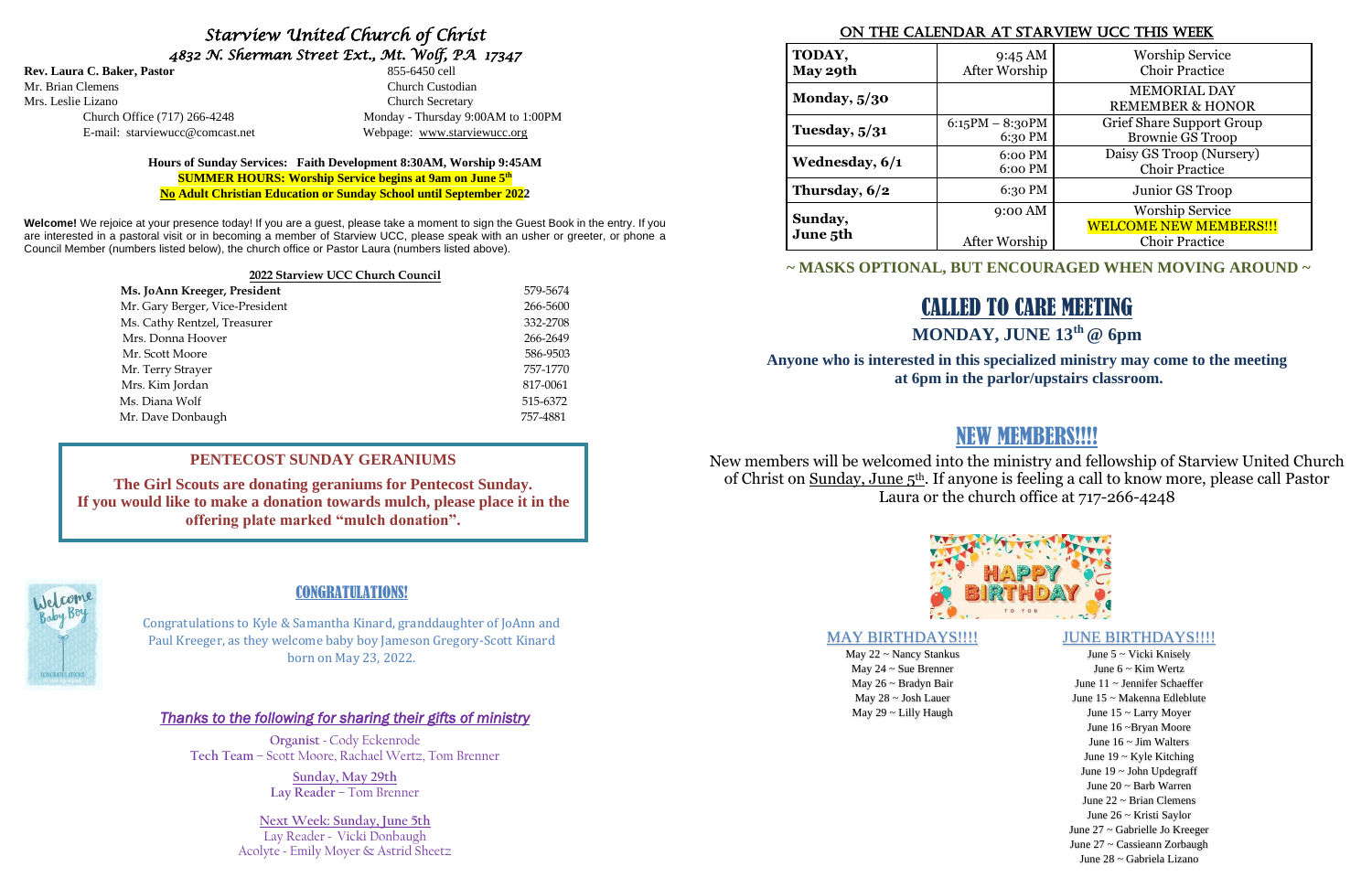# *Starview United Church of Christ*

*4832 N. Sherman Street Ext., Mt. Wolf, PA 17347*

**Rev. Laura C. Baker, Pastor** 855-6450 cell
Mr. Brian Clemens Church Custodian
Mrs. Leslie Lizano Church Secretary
Church Office (717) 266-4248 Monday - Thursday 9:00AM to 1:00PM
E-mail: starviewucc@comcast.net Webpage: www.starviewucc.org

**Hours of Sunday Services: Faith Development 8:30AM, Worship 9:45AM**
**SUMMER HOURS: Worship Service begins at 9am on June 5th**
**No Adult Christian Education or Sunday School until September 2022**

**Welcome!** We rejoice at your presence today! If you are a guest, please take a moment to sign the Guest Book in the entry. If you are interested in a pastoral visit or in becoming a member of Starview UCC, please speak with an usher or greeter, or phone a Council Member (numbers listed below), or the church office or Pastor Laura (numbers listed above).

**2022 Starview UCC Church Council**

| | |
|---|---|
| **Ms. JoAnn Kreeger, President** | 579-5674 |
| Mr. Gary Berger, Vice-President | 266-5600 |
| Ms. Cathy Rentzel, Treasurer | 332-2708 |
| Mrs. Donna Hoover | 266-2649 |
| Mr. Scott Moore | 586-9503 |
| Mr. Terry Strayer | 757-1770 |
| Mrs. Kim Jordan | 817-0061 |
| Ms. Diana Wolf | 515-6372 |
| Mr. Dave Donbaugh | 757-4881 |

## PENTECOST SUNDAY GERANIUMS

**The Girl Scouts are donating geraniums for Pentecost Sunday. If you would like to make a donation towards mulch, please place it in the offering plate marked "mulch donation".**

## CONGRATULATIONS!

Congratulations to Kyle & Samantha Kinard, granddaughter of JoAnn and Paul Kreeger, as they welcome baby boy Jameson Gregory-Scott Kinard born on May 23, 2022.

### *Thanks to the following for sharing their gifts of ministry*

**Organist** - Cody Eckenrode
**Tech Team** – Scott Moore, Rachael Wertz, Tom Brenner

**Sunday, May 29th**
**Lay Reader** – Tom Brenner

**Next Week: Sunday, June 5th**
Lay Reader - Vicki Donbaugh
Acolyte - Emily Moyer & Astrid Sheetz

## ON THE CALENDAR AT STARVIEW UCC THIS WEEK

| | | |
|---|---|---|
| **TODAY, May 29th** | 9:45 AM<br>After Worship | Worship Service<br>Choir Practice |
| **Monday, 5/30** | | MEMORIAL DAY<br>REMEMBER & HONOR |
| **Tuesday, 5/31** | 6:15PM – 8:30PM<br>6:30 PM | Grief Share Support Group<br>Brownie GS Troop |
| **Wednesday, 6/1** | 6:00 PM<br>6:00 PM | Daisy GS Troop (Nursery)<br>Choir Practice |
| **Thursday, 6/2** | 6:30 PM | Junior GS Troop |
| **Sunday, June 5th** | 9:00 AM<br><br>After Worship | Worship Service<br>WELCOME NEW MEMBERS!!!<br>Choir Practice |

**~ MASKS OPTIONAL, BUT ENCOURAGED WHEN MOVING AROUND ~**

## CALLED TO CARE MEETING

**MONDAY, JUNE 13th @ 6pm**

**Anyone who is interested in this specialized ministry may come to the meeting at 6pm in the parlor/upstairs classroom.**

## NEW MEMBERS!!!!

New members will be welcomed into the ministry and fellowship of Starview United Church of Christ on Sunday, June 5th. If anyone is feeling a call to know more, please call Pastor Laura or the church office at 717-266-4248

### MAY BIRTHDAYS!!!!

May 22 ~ Nancy Stankus
May 24 ~ Sue Brenner
May 26 ~ Bradyn Bair
May 28 ~ Josh Lauer
May 29 ~ Lilly Haugh

### JUNE BIRTHDAYS!!!!

June 5 ~ Vicki Knisely
June 6 ~ Kim Wertz
June 11 ~ Jennifer Schaeffer
June 15 ~ Makenna Edleblute
June 15 ~ Larry Moyer
June 16 ~Bryan Moore
June 16 ~ Jim Walters
June 19 ~ Kyle Kitching
June 19 ~ John Updegraff
June 20 ~ Barb Warren
June 22 ~ Brian Clemens
June 26 ~ Kristi Saylor
June 27 ~ Gabrielle Jo Kreeger
June 27 ~ Cassieann Zorbaugh
June 28 ~ Gabriela Lizano